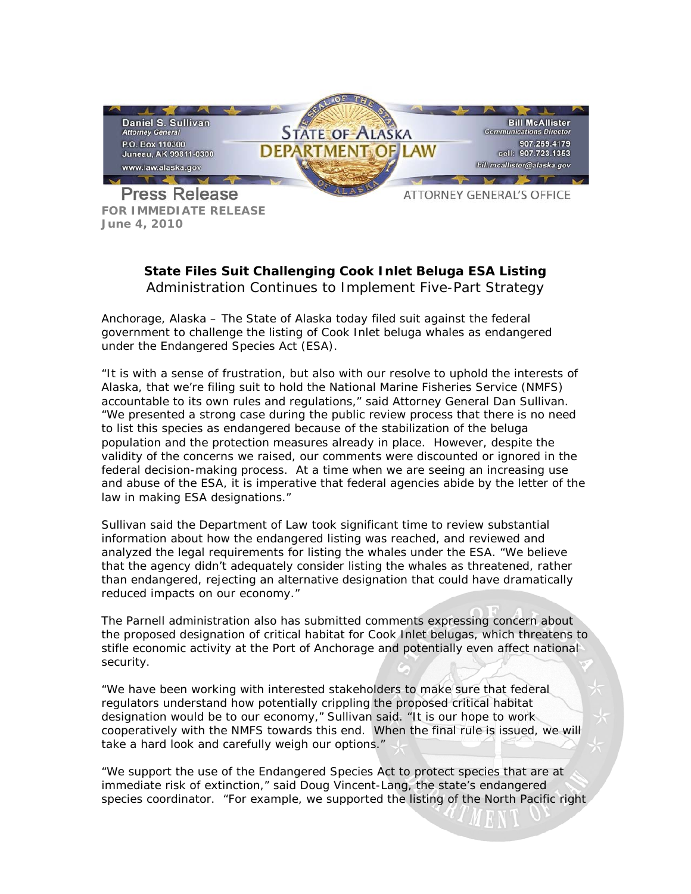Daniel S. Sullivan
*Attorney General*
P.O. Box 110300
Juneau, AK 99811-0300
www.law.alaska.gov

**STATE OF ALASKA DEPARTMENT OF LAW**

Bill McAllister
*Communications Director*
907.269.4179
cell: 907.723.1353
bill.mcallister@alaska.gov

**Press Release**

ATTORNEY GENERAL'S OFFICE

**FOR IMMEDIATE RELEASE**
**June 4, 2010**

## State Files Suit Challenging Cook Inlet Beluga ESA Listing

Administration Continues to Implement Five-Part Strategy

Anchorage, Alaska – The State of Alaska today filed suit against the federal government to challenge the listing of Cook Inlet beluga whales as endangered under the Endangered Species Act (ESA).

"It is with a sense of frustration, but also with our resolve to uphold the interests of Alaska, that we're filing suit to hold the National Marine Fisheries Service (NMFS) accountable to its own rules and regulations," said Attorney General Dan Sullivan. "We presented a strong case during the public review process that there is no need to list this species as endangered because of the stabilization of the beluga population and the protection measures already in place. However, despite the validity of the concerns we raised, our comments were discounted or ignored in the federal decision-making process. At a time when we are seeing an increasing use and abuse of the ESA, it is imperative that federal agencies abide by the letter of the law in making ESA designations."

Sullivan said the Department of Law took significant time to review substantial information about how the endangered listing was reached, and reviewed and analyzed the legal requirements for listing the whales under the ESA. "We believe that the agency didn't adequately consider listing the whales as threatened, rather than endangered, rejecting an alternative designation that could have dramatically reduced impacts on our economy."

The Parnell administration also has submitted comments expressing concern about the proposed designation of critical habitat for Cook Inlet belugas, which threatens to stifle economic activity at the Port of Anchorage and potentially even affect national security.

"We have been working with interested stakeholders to make sure that federal regulators understand how potentially crippling the proposed critical habitat designation would be to our economy," Sullivan said. "It is our hope to work cooperatively with the NMFS towards this end. When the final rule is issued, we will take a hard look and carefully weigh our options."

"We support the use of the Endangered Species Act to protect species that are at immediate risk of extinction," said Doug Vincent-Lang, the state's endangered species coordinator. "For example, we supported the listing of the North Pacific right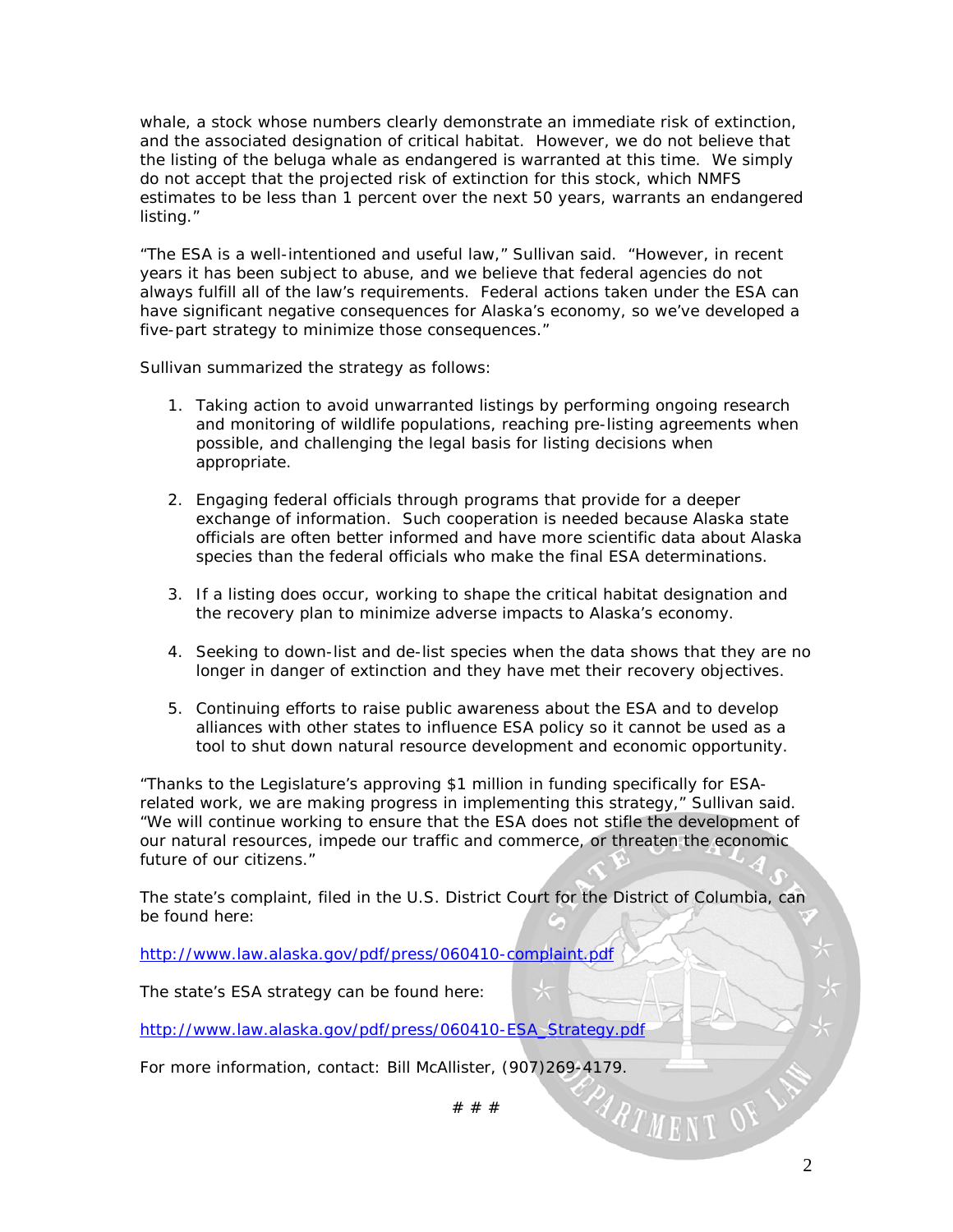whale, a stock whose numbers clearly demonstrate an immediate risk of extinction, and the associated designation of critical habitat. However, we do not believe that the listing of the beluga whale as endangered is warranted at this time. We simply do not accept that the projected risk of extinction for this stock, which NMFS estimates to be less than 1 percent over the next 50 years, warrants an endangered listing."

"The ESA is a well-intentioned and useful law," Sullivan said. "However, in recent years it has been subject to abuse, and we believe that federal agencies do not always fulfill all of the law's requirements. Federal actions taken under the ESA can have significant negative consequences for Alaska's economy, so we've developed a five-part strategy to minimize those consequences."

Sullivan summarized the strategy as follows:

1. Taking action to avoid unwarranted listings by performing ongoing research and monitoring of wildlife populations, reaching pre-listing agreements when possible, and challenging the legal basis for listing decisions when appropriate.

2. Engaging federal officials through programs that provide for a deeper exchange of information. Such cooperation is needed because Alaska state officials are often better informed and have more scientific data about Alaska species than the federal officials who make the final ESA determinations.

3. If a listing does occur, working to shape the critical habitat designation and the recovery plan to minimize adverse impacts to Alaska's economy.

4. Seeking to down-list and de-list species when the data shows that they are no longer in danger of extinction and they have met their recovery objectives.

5. Continuing efforts to raise public awareness about the ESA and to develop alliances with other states to influence ESA policy so it cannot be used as a tool to shut down natural resource development and economic opportunity.

"Thanks to the Legislature's approving $1 million in funding specifically for ESA-related work, we are making progress in implementing this strategy," Sullivan said. "We will continue working to ensure that the ESA does not stifle the development of our natural resources, impede our traffic and commerce, or threaten the economic future of our citizens."

The state's complaint, filed in the U.S. District Court for the District of Columbia, can be found here:

http://www.law.alaska.gov/pdf/press/060410-complaint.pdf

The state's ESA strategy can be found here:

http://www.law.alaska.gov/pdf/press/060410-ESA_Strategy.pdf

For more information, contact: Bill McAllister, (907)269-4179.

# # #